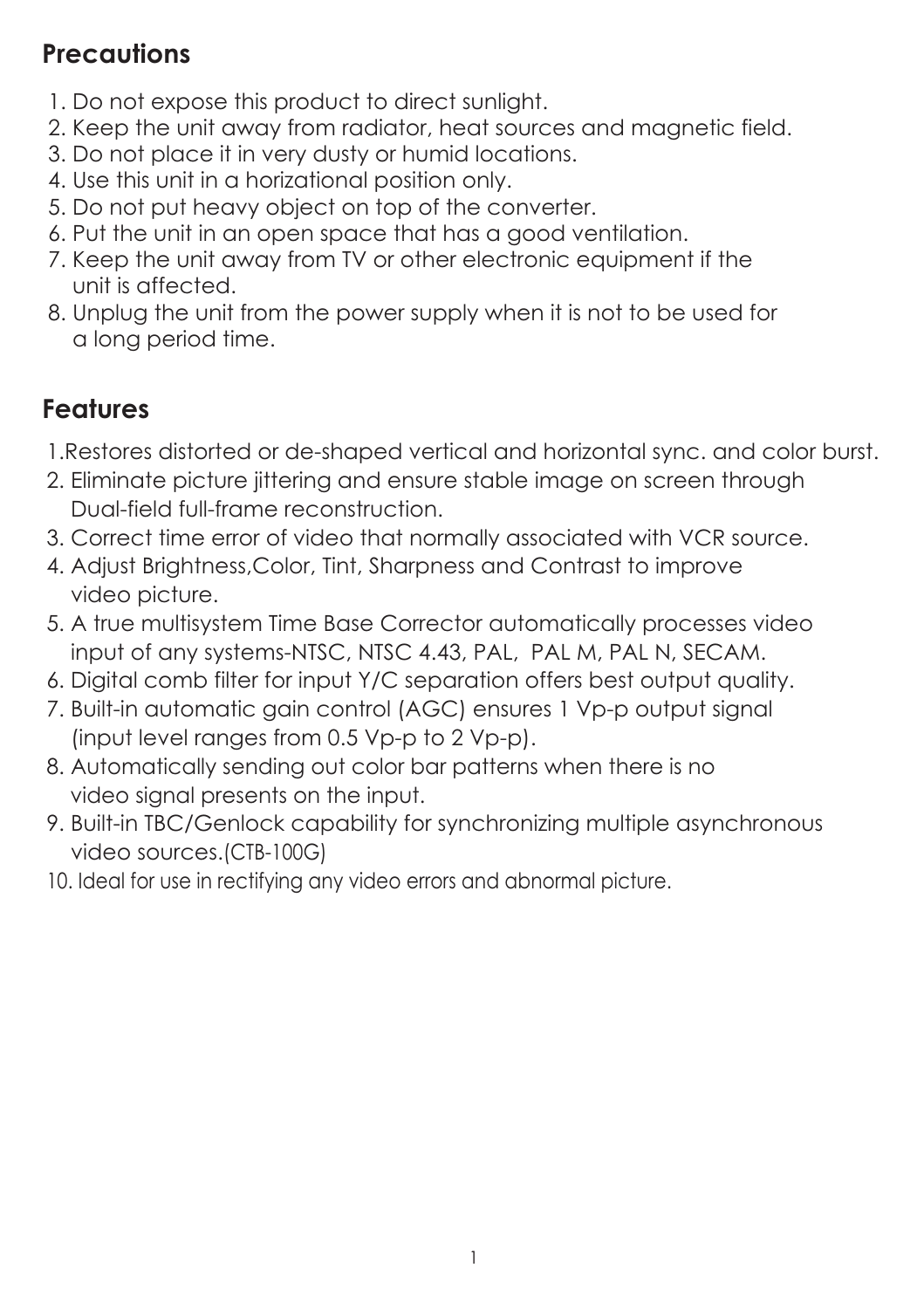## Precautions

1. Do not expose this product to direct sunlight.
2. Keep the unit away from radiator, heat sources and magnetic field.
3. Do not place it in very dusty or humid locations.
4. Use this unit in a horizational position only.
5. Do not put heavy object on top of the converter.
6. Put the unit in an open space that has a good ventilation.
7. Keep the unit away from TV or other electronic equipment if the unit is affected.
8. Unplug the unit from the power supply when it is not to be used for a long period time.

## Features

1. Restores distorted or de-shaped vertical and horizontal sync. and color burst.
2. Eliminate picture jittering and ensure stable image on screen through Dual-field full-frame reconstruction.
3. Correct time error of video that normally associated with VCR source.
4. Adjust Brightness,Color, Tint, Sharpness and Contrast to improve video picture.
5. A true multisystem Time Base Corrector automatically processes video input of any systems-NTSC, NTSC 4.43, PAL, PAL M, PAL N, SECAM.
6. Digital comb filter for input Y/C separation offers best output quality.
7. Built-in automatic gain control (AGC) ensures 1 Vp-p output signal (input level ranges from 0.5 Vp-p to 2 Vp-p).
8. Automatically sending out color bar patterns when there is no video signal presents on the input.
9. Built-in TBC/Genlock capability for synchronizing multiple asynchronous video sources.(CTB-100G)
10. Ideal for use in rectifying any video errors and abnormal picture.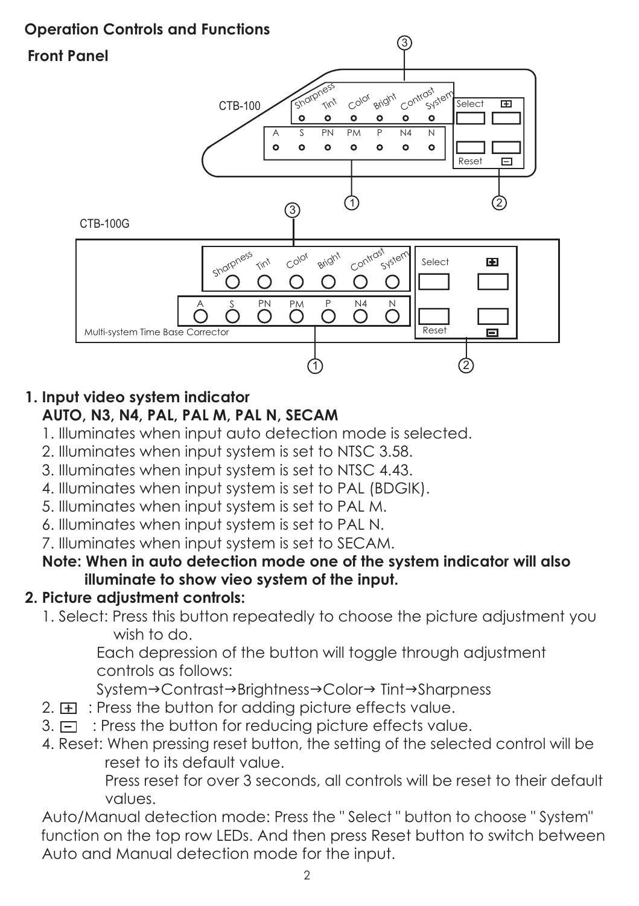## Operation Controls and Functions

### Front Panel

CTB-100

CTB-100G

**1. Input video system indicator**
**AUTO, N3, N4, PAL, PAL M, PAL N, SECAM**

1. Illuminates when input auto detection mode is selected.
2. Illuminates when input system is set to NTSC 3.58.
3. Illuminates when input system is set to NTSC 4.43.
4. Illuminates when input system is set to PAL (BDGIK).
5. Illuminates when input system is set to PAL M.
6. Illuminates when input system is set to PAL N.
7. Illuminates when input system is set to SECAM.

**Note: When in auto detection mode one of the system indicator will also illuminate to show vieo system of the input.**

**2. Picture adjustment controls:**

1. Select: Press this button repeatedly to choose the picture adjustment you wish to do.
   Each depression of the button will toggle through adjustment controls as follows:
   System→Contrast→Brightness→Color→ Tint→Sharpness
2. ⊞ : Press the button for adding picture effects value.
3. ⊟ : Press the button for reducing picture effects value.
4. Reset: When pressing reset button, the setting of the selected control will be reset to its default value.
   Press reset for over 3 seconds, all controls will be reset to their default values.

Auto/Manual detection mode: Press the " Select " button to choose " System" function on the top row LEDs. And then press Reset button to switch between Auto and Manual detection mode for the input.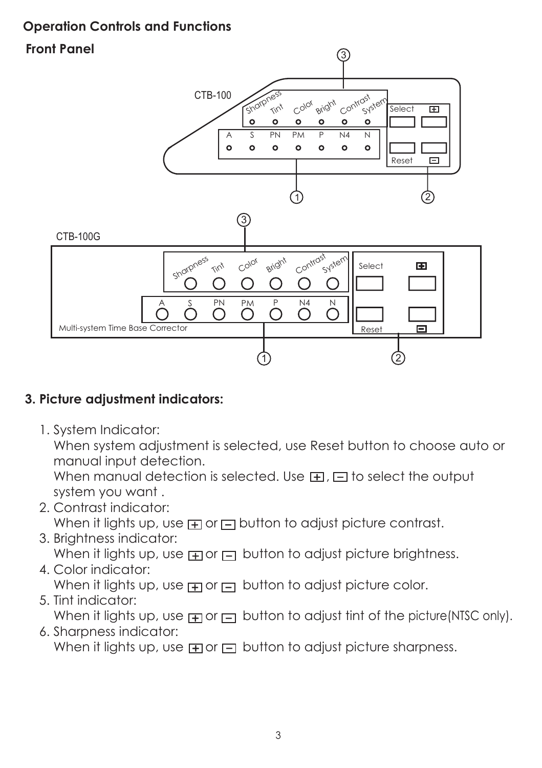## Operation Controls and Functions

### Front Panel

CTB-100

CTB-100G

Multi-system Time Base Corrector

### 3. Picture adjustment indicators:

1. System Indicator:
   When system adjustment is selected, use Reset button to choose auto or manual input detection.
   When manual detection is selected. Use ⊞, ⊟ to select the output system you want .
2. Contrast indicator:
   When it lights up, use ⊞ or ⊟ button to adjust picture contrast.
3. Brightness indicator:
   When it lights up, use ⊞ or ⊟ button to adjust picture brightness.
4. Color indicator:
   When it lights up, use ⊞ or ⊟ button to adjust picture color.
5. Tint indicator:
   When it lights up, use ⊞ or ⊟ button to adjust tint of the picture(NTSC only).
6. Sharpness indicator:
   When it lights up, use ⊞ or ⊟ button to adjust picture sharpness.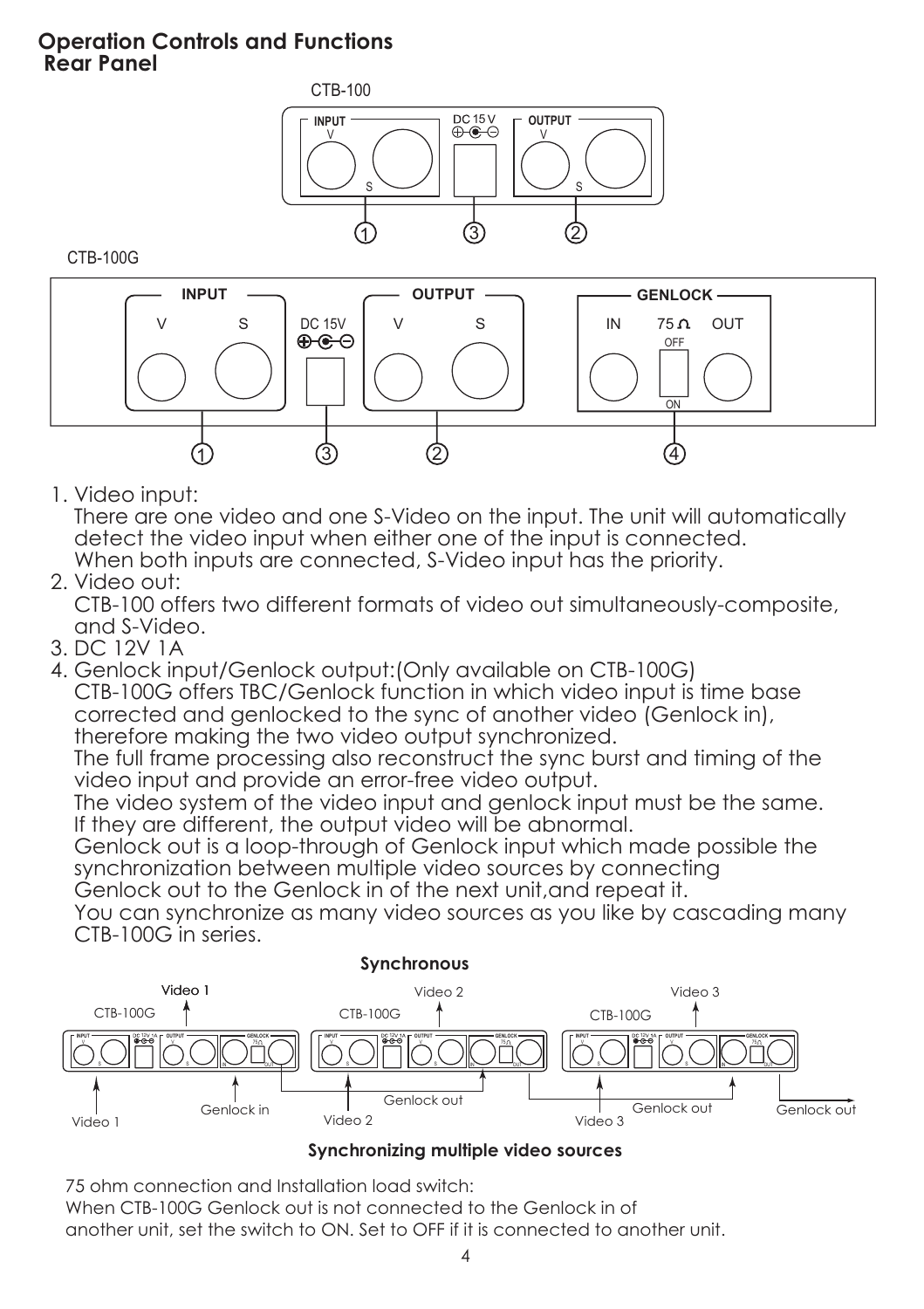## Operation Controls and Functions
### Rear Panel

1. Video input:
   There are one video and one S-Video on the input. The unit will automatically detect the video input when either one of the input is connected.
   When both inputs are connected, S-Video input has the priority.
2. Video out:
   CTB-100 offers two different formats of video out simultaneously-composite, and S-Video.
3. DC 12V 1A
4. Genlock input/Genlock output:(Only available on CTB-100G)
   CTB-100G offers TBC/Genlock function in which video input is time base corrected and genlocked to the sync of another video (Genlock in), therefore making the two video output synchronized.
   The full frame processing also reconstruct the sync burst and timing of the video input and provide an error-free video output.
   The video system of the video input and genlock input must be the same. If they are different, the output video will be abnormal.
   Genlock out is a loop-through of Genlock input which made possible the synchronization between multiple video sources by connecting Genlock out to the Genlock in of the next unit,and repeat it.
   You can synchronize as many video sources as you like by cascading many CTB-100G in series.

**Synchronizing multiple video sources**

75 ohm connection and Installation load switch:
When CTB-100G Genlock out is not connected to the Genlock in of another unit, set the switch to ON. Set to OFF if it is connected to another unit.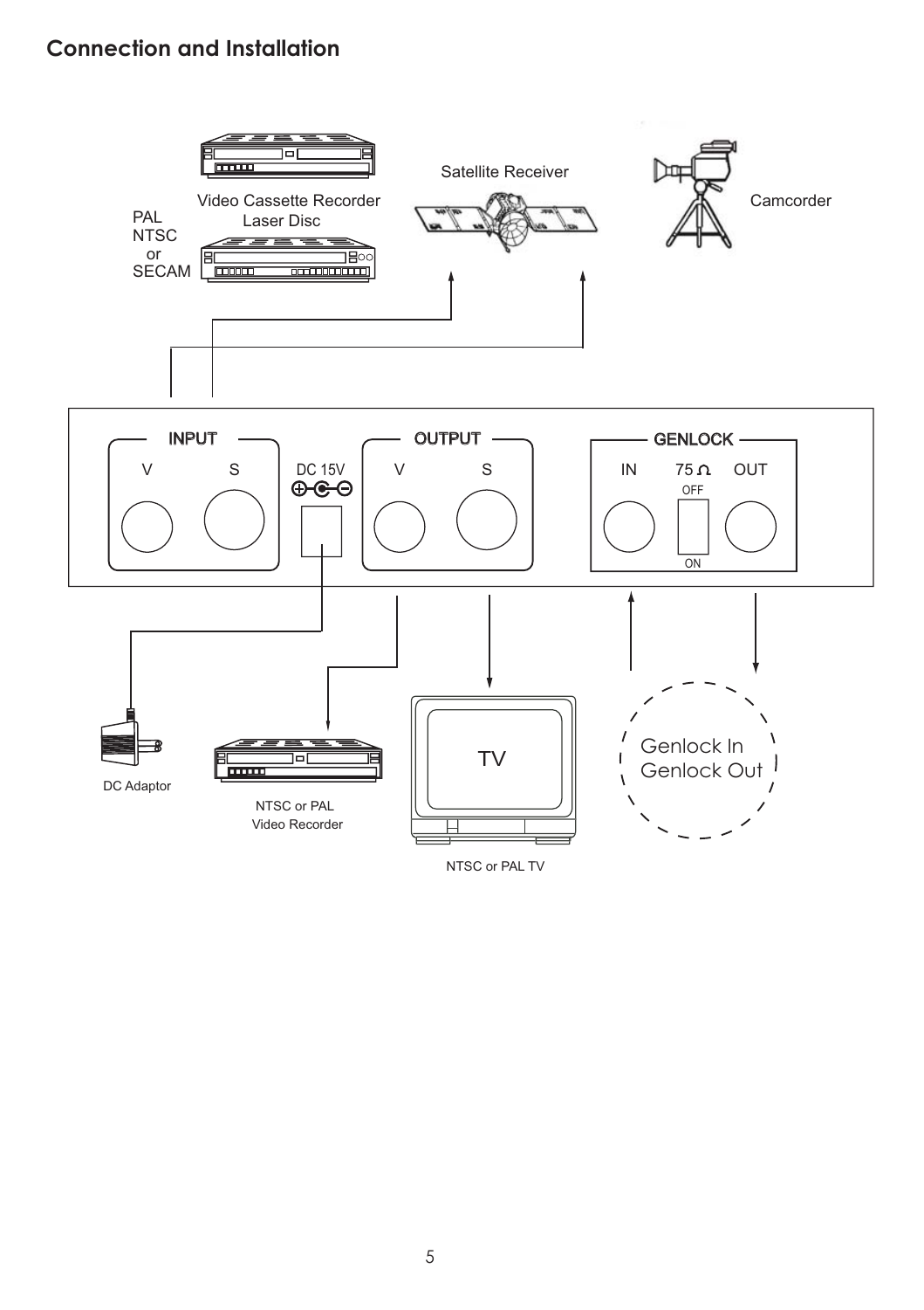## Connection and Installation

Video Cassette Recorder

Laser Disc

PAL
NTSC
or
SECAM

Satellite Receiver

Camcorder

INPUT

V S

DC 15V

OUTPUT

V S

GENLOCK

IN 75 Ω OUT

OFF

ON

DC Adaptor

NTSC or PAL
Video Recorder

TV

NTSC or PAL TV

Genlock In
Genlock Out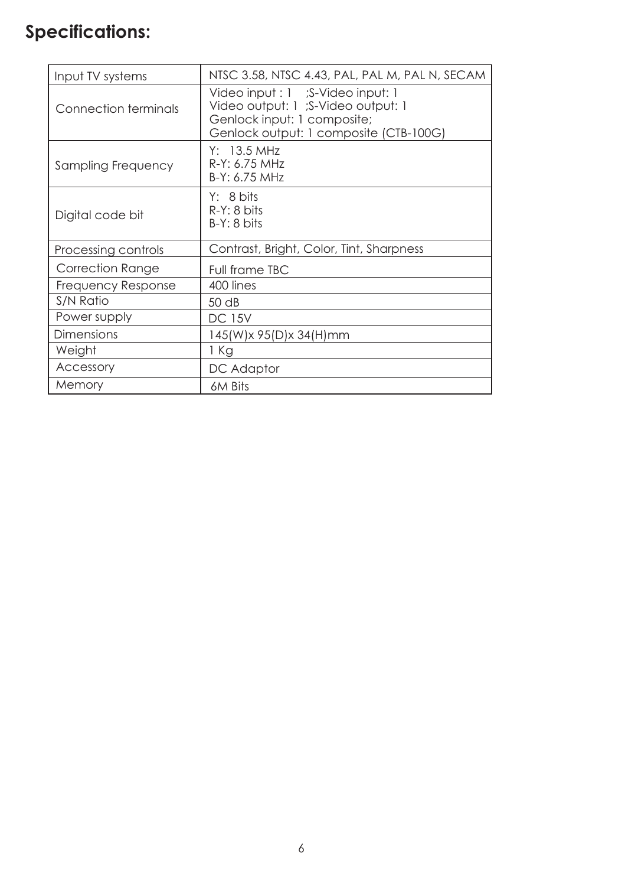# Specifications:

| | |
|---|---|
| Input TV systems | NTSC 3.58, NTSC 4.43, PAL, PAL M, PAL N, SECAM |
| Connection terminals | Video input : 1 ;S-Video input: 1<br>Video output: 1 ;S-Video output: 1<br>Genlock input: 1 composite;<br>Genlock output: 1 composite (CTB-100G) |
| Sampling Frequency | Y: 13.5 MHz<br>R-Y: 6.75 MHz<br>B-Y: 6.75 MHz |
| Digital code bit | Y: 8 bits<br>R-Y: 8 bits<br>B-Y: 8 bits |
| Processing controls | Contrast, Bright, Color, Tint, Sharpness |
| Correction Range | Full frame TBC |
| Frequency Response | 400 lines |
| S/N Ratio | 50 dB |
| Power supply | DC 15V |
| Dimensions | 145(W)x 95(D)x 34(H)mm |
| Weight | 1 Kg |
| Accessory | DC Adaptor |
| Memory | 6M Bits |